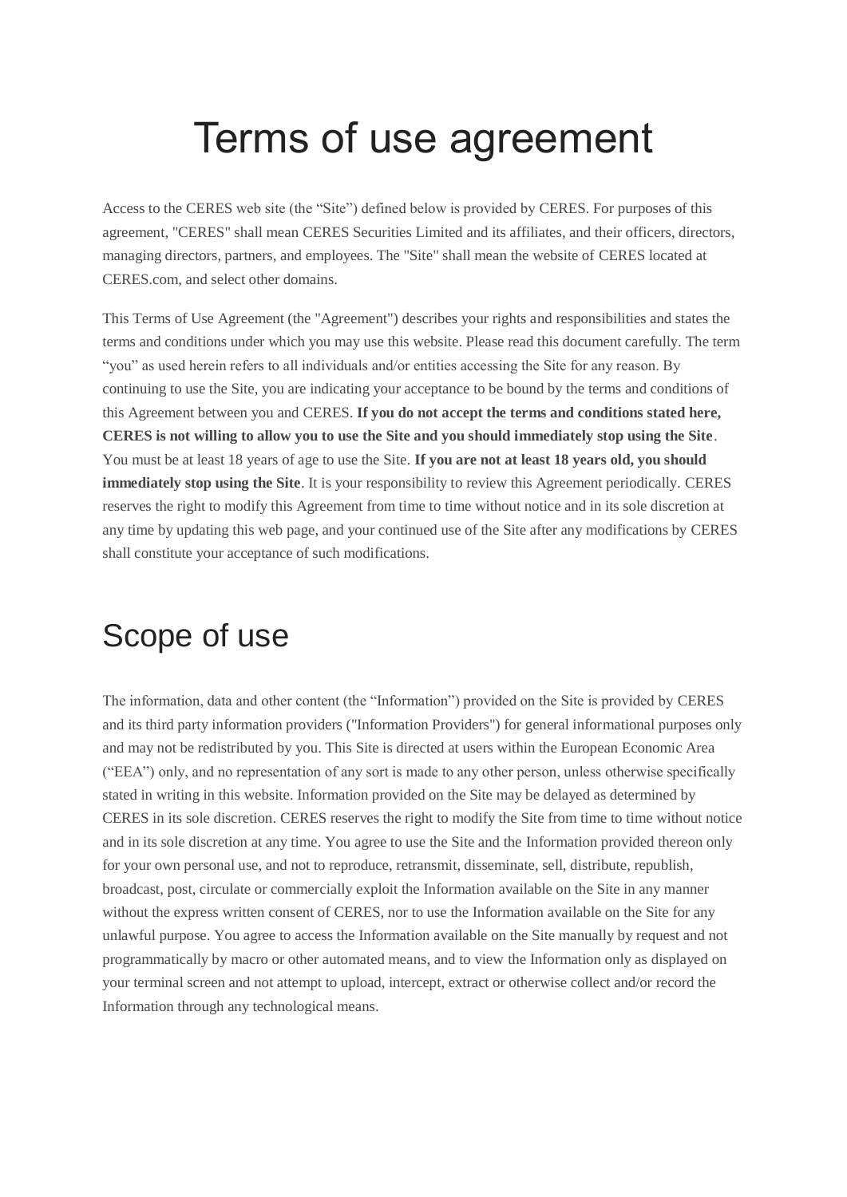# Terms of use agreement

Access to the CERES web site (the "Site") defined below is provided by CERES. For purposes of this agreement, "CERES" shall mean CERES Securities Limited and its affiliates, and their officers, directors, managing directors, partners, and employees. The "Site" shall mean the website of CERES located at CERES.com, and select other domains.

This Terms of Use Agreement (the "Agreement") describes your rights and responsibilities and states the terms and conditions under which you may use this website. Please read this document carefully. The term "you" as used herein refers to all individuals and/or entities accessing the Site for any reason. By continuing to use the Site, you are indicating your acceptance to be bound by the terms and conditions of this Agreement between you and CERES. **If you do not accept the terms and conditions stated here, CERES is not willing to allow you to use the Site and you should immediately stop using the Site**. You must be at least 18 years of age to use the Site. **If you are not at least 18 years old, you should immediately stop using the Site**. It is your responsibility to review this Agreement periodically. CERES reserves the right to modify this Agreement from time to time without notice and in its sole discretion at any time by updating this web page, and your continued use of the Site after any modifications by CERES shall constitute your acceptance of such modifications.

## Scope of use

The information, data and other content (the "Information") provided on the Site is provided by CERES and its third party information providers ("Information Providers") for general informational purposes only and may not be redistributed by you. This Site is directed at users within the European Economic Area ("EEA") only, and no representation of any sort is made to any other person, unless otherwise specifically stated in writing in this website. Information provided on the Site may be delayed as determined by CERES in its sole discretion. CERES reserves the right to modify the Site from time to time without notice and in its sole discretion at any time. You agree to use the Site and the Information provided thereon only for your own personal use, and not to reproduce, retransmit, disseminate, sell, distribute, republish, broadcast, post, circulate or commercially exploit the Information available on the Site in any manner without the express written consent of CERES, nor to use the Information available on the Site for any unlawful purpose. You agree to access the Information available on the Site manually by request and not programmatically by macro or other automated means, and to view the Information only as displayed on your terminal screen and not attempt to upload, intercept, extract or otherwise collect and/or record the Information through any technological means.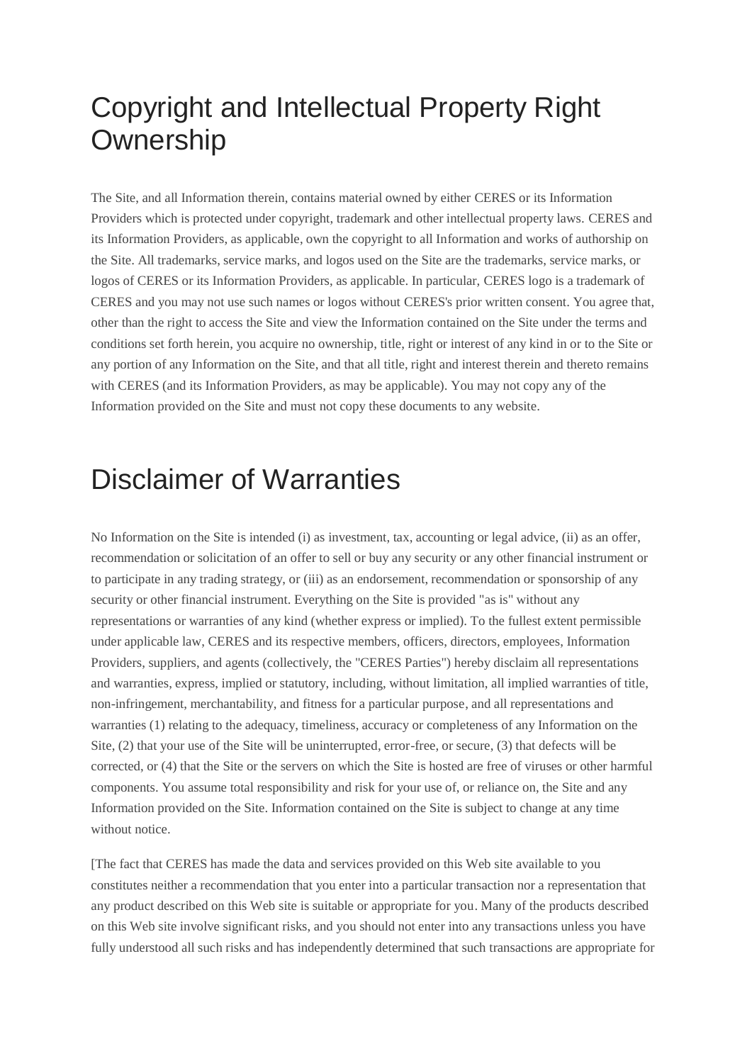# Copyright and Intellectual Property Right Ownership

The Site, and all Information therein, contains material owned by either CERES or its Information Providers which is protected under copyright, trademark and other intellectual property laws. CERES and its Information Providers, as applicable, own the copyright to all Information and works of authorship on the Site. All trademarks, service marks, and logos used on the Site are the trademarks, service marks, or logos of CERES or its Information Providers, as applicable. In particular, CERES logo is a trademark of CERES and you may not use such names or logos without CERES's prior written consent. You agree that, other than the right to access the Site and view the Information contained on the Site under the terms and conditions set forth herein, you acquire no ownership, title, right or interest of any kind in or to the Site or any portion of any Information on the Site, and that all title, right and interest therein and thereto remains with CERES (and its Information Providers, as may be applicable). You may not copy any of the Information provided on the Site and must not copy these documents to any website.

# Disclaimer of Warranties

No Information on the Site is intended (i) as investment, tax, accounting or legal advice, (ii) as an offer, recommendation or solicitation of an offer to sell or buy any security or any other financial instrument or to participate in any trading strategy, or (iii) as an endorsement, recommendation or sponsorship of any security or other financial instrument. Everything on the Site is provided "as is" without any representations or warranties of any kind (whether express or implied). To the fullest extent permissible under applicable law, CERES and its respective members, officers, directors, employees, Information Providers, suppliers, and agents (collectively, the "CERES Parties") hereby disclaim all representations and warranties, express, implied or statutory, including, without limitation, all implied warranties of title, non-infringement, merchantability, and fitness for a particular purpose, and all representations and warranties (1) relating to the adequacy, timeliness, accuracy or completeness of any Information on the Site, (2) that your use of the Site will be uninterrupted, error-free, or secure, (3) that defects will be corrected, or (4) that the Site or the servers on which the Site is hosted are free of viruses or other harmful components. You assume total responsibility and risk for your use of, or reliance on, the Site and any Information provided on the Site. Information contained on the Site is subject to change at any time without notice.

[The fact that CERES has made the data and services provided on this Web site available to you constitutes neither a recommendation that you enter into a particular transaction nor a representation that any product described on this Web site is suitable or appropriate for you. Many of the products described on this Web site involve significant risks, and you should not enter into any transactions unless you have fully understood all such risks and has independently determined that such transactions are appropriate for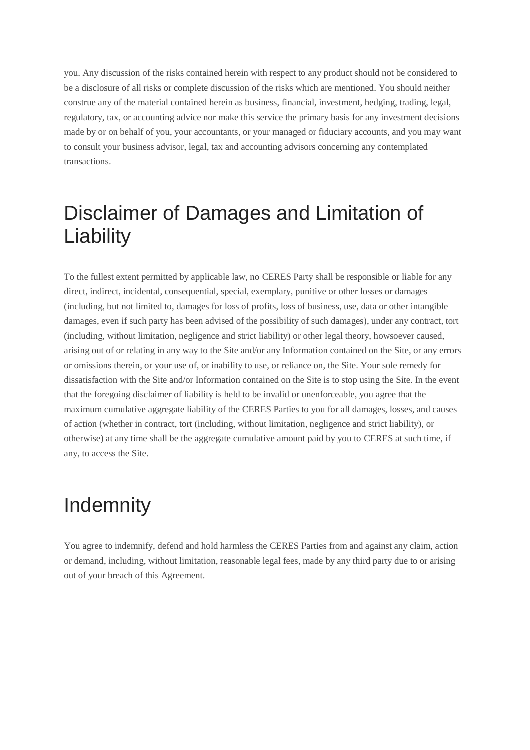you. Any discussion of the risks contained herein with respect to any product should not be considered to be a disclosure of all risks or complete discussion of the risks which are mentioned. You should neither construe any of the material contained herein as business, financial, investment, hedging, trading, legal, regulatory, tax, or accounting advice nor make this service the primary basis for any investment decisions made by or on behalf of you, your accountants, or your managed or fiduciary accounts, and you may want to consult your business advisor, legal, tax and accounting advisors concerning any contemplated transactions.

# Disclaimer of Damages and Limitation of Liability

To the fullest extent permitted by applicable law, no CERES Party shall be responsible or liable for any direct, indirect, incidental, consequential, special, exemplary, punitive or other losses or damages (including, but not limited to, damages for loss of profits, loss of business, use, data or other intangible damages, even if such party has been advised of the possibility of such damages), under any contract, tort (including, without limitation, negligence and strict liability) or other legal theory, howsoever caused, arising out of or relating in any way to the Site and/or any Information contained on the Site, or any errors or omissions therein, or your use of, or inability to use, or reliance on, the Site. Your sole remedy for dissatisfaction with the Site and/or Information contained on the Site is to stop using the Site. In the event that the foregoing disclaimer of liability is held to be invalid or unenforceable, you agree that the maximum cumulative aggregate liability of the CERES Parties to you for all damages, losses, and causes of action (whether in contract, tort (including, without limitation, negligence and strict liability), or otherwise) at any time shall be the aggregate cumulative amount paid by you to CERES at such time, if any, to access the Site.

# Indemnity

You agree to indemnify, defend and hold harmless the CERES Parties from and against any claim, action or demand, including, without limitation, reasonable legal fees, made by any third party due to or arising out of your breach of this Agreement.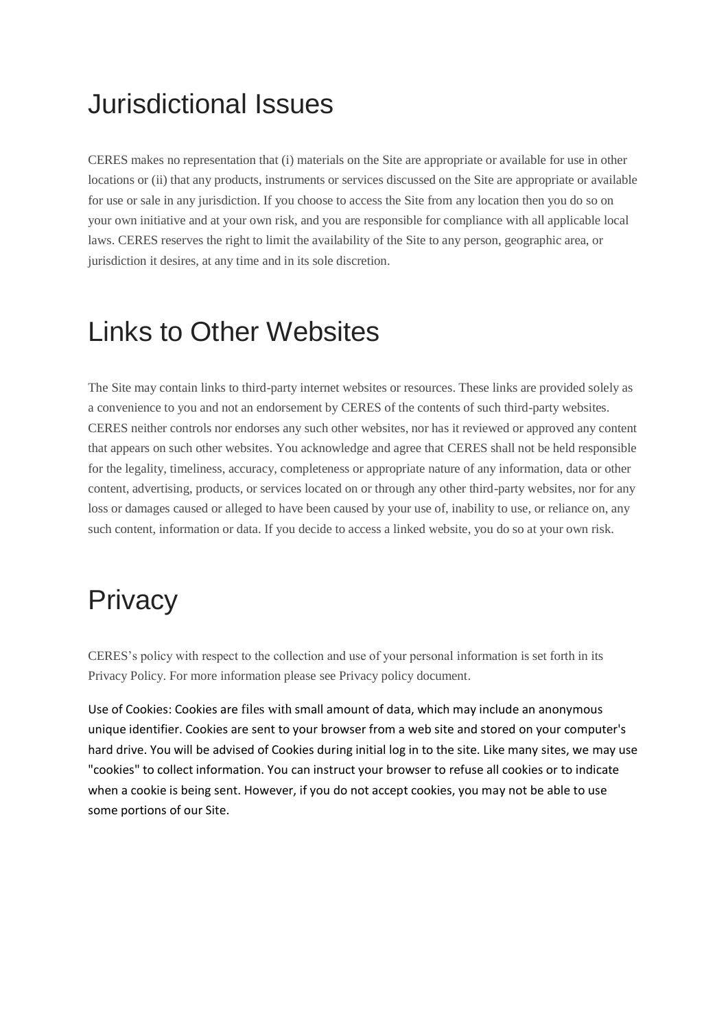## Jurisdictional Issues

CERES makes no representation that (i) materials on the Site are appropriate or available for use in other locations or (ii) that any products, instruments or services discussed on the Site are appropriate or available for use or sale in any jurisdiction. If you choose to access the Site from any location then you do so on your own initiative and at your own risk, and you are responsible for compliance with all applicable local laws. CERES reserves the right to limit the availability of the Site to any person, geographic area, or jurisdiction it desires, at any time and in its sole discretion.

## Links to Other Websites

The Site may contain links to third-party internet websites or resources. These links are provided solely as a convenience to you and not an endorsement by CERES of the contents of such third-party websites. CERES neither controls nor endorses any such other websites, nor has it reviewed or approved any content that appears on such other websites. You acknowledge and agree that CERES shall not be held responsible for the legality, timeliness, accuracy, completeness or appropriate nature of any information, data or other content, advertising, products, or services located on or through any other third-party websites, nor for any loss or damages caused or alleged to have been caused by your use of, inability to use, or reliance on, any such content, information or data. If you decide to access a linked website, you do so at your own risk.

## Privacy

CERES's policy with respect to the collection and use of your personal information is set forth in its Privacy Policy. For more information please see Privacy policy document.

Use of Cookies: Cookies are files with small amount of data, which may include an anonymous unique identifier. Cookies are sent to your browser from a web site and stored on your computer's hard drive. You will be advised of Cookies during initial log in to the site. Like many sites, we may use "cookies" to collect information. You can instruct your browser to refuse all cookies or to indicate when a cookie is being sent. However, if you do not accept cookies, you may not be able to use some portions of our Site.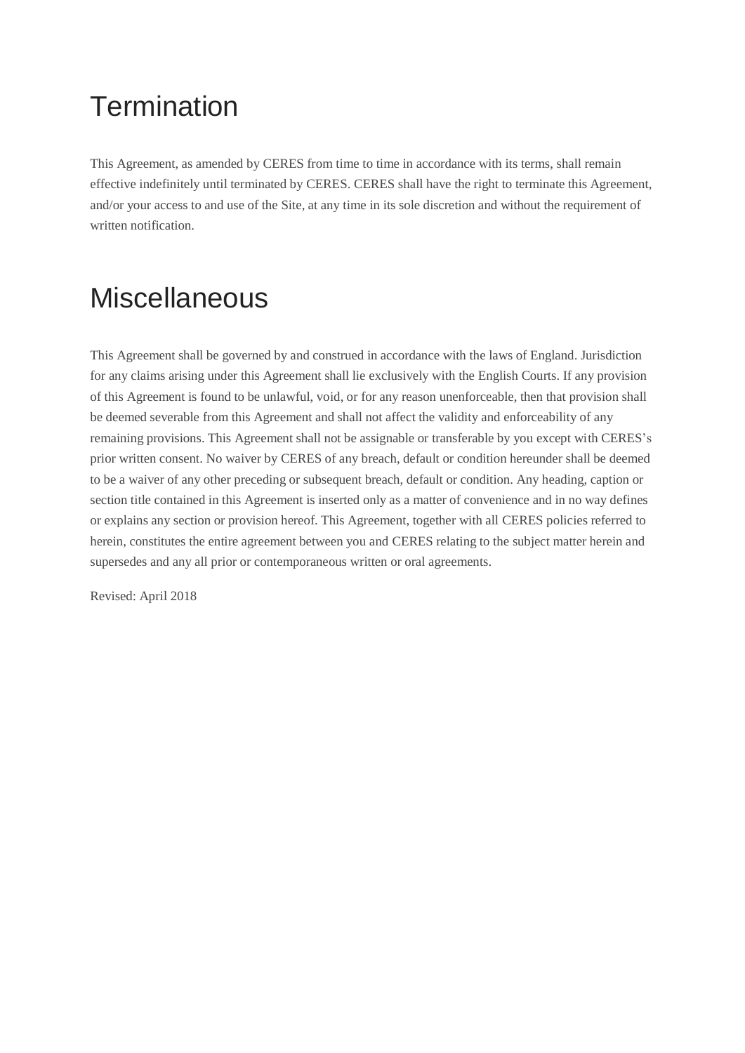# Termination

This Agreement, as amended by CERES from time to time in accordance with its terms, shall remain effective indefinitely until terminated by CERES. CERES shall have the right to terminate this Agreement, and/or your access to and use of the Site, at any time in its sole discretion and without the requirement of written notification.

# Miscellaneous

This Agreement shall be governed by and construed in accordance with the laws of England. Jurisdiction for any claims arising under this Agreement shall lie exclusively with the English Courts. If any provision of this Agreement is found to be unlawful, void, or for any reason unenforceable, then that provision shall be deemed severable from this Agreement and shall not affect the validity and enforceability of any remaining provisions. This Agreement shall not be assignable or transferable by you except with CERES's prior written consent. No waiver by CERES of any breach, default or condition hereunder shall be deemed to be a waiver of any other preceding or subsequent breach, default or condition. Any heading, caption or section title contained in this Agreement is inserted only as a matter of convenience and in no way defines or explains any section or provision hereof. This Agreement, together with all CERES policies referred to herein, constitutes the entire agreement between you and CERES relating to the subject matter herein and supersedes and any all prior or contemporaneous written or oral agreements.

Revised: April 2018